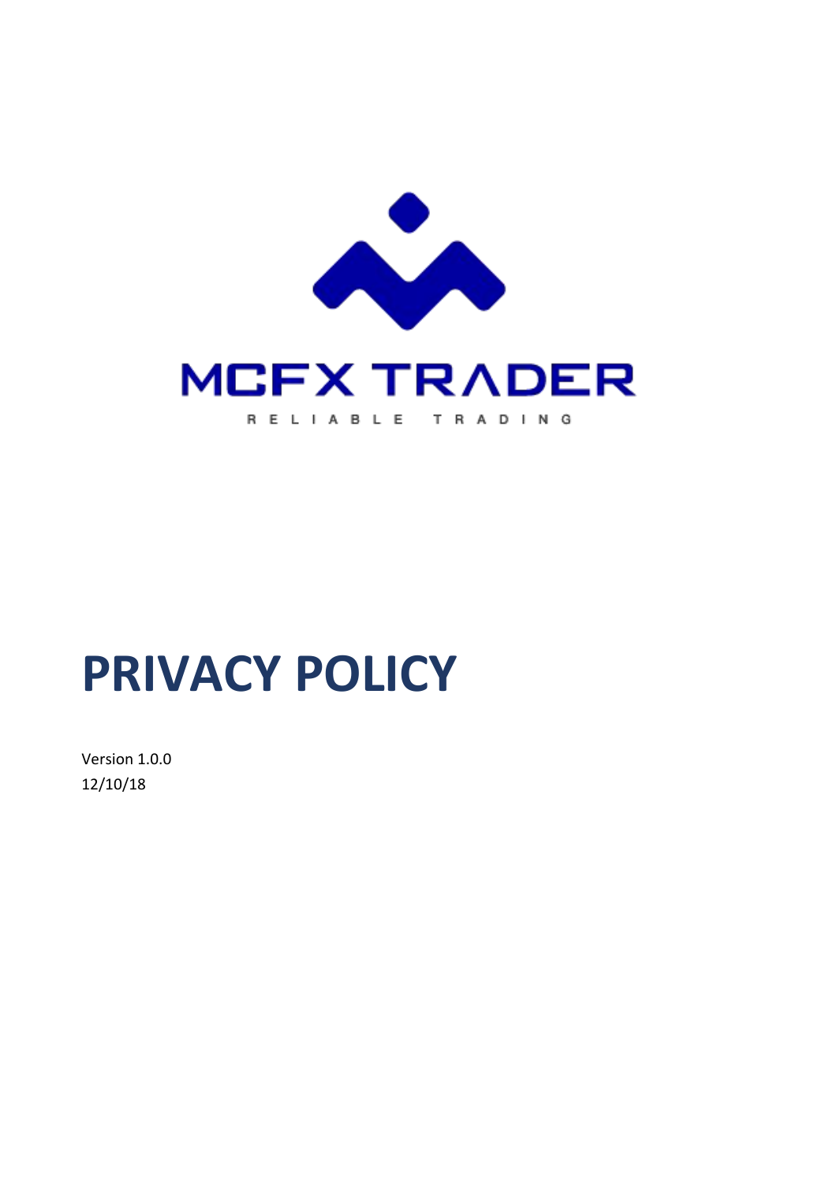MCFX TRADER

RELIABLE TRADING

# PRIVACY POLICY

Version 1.0.0
12/10/18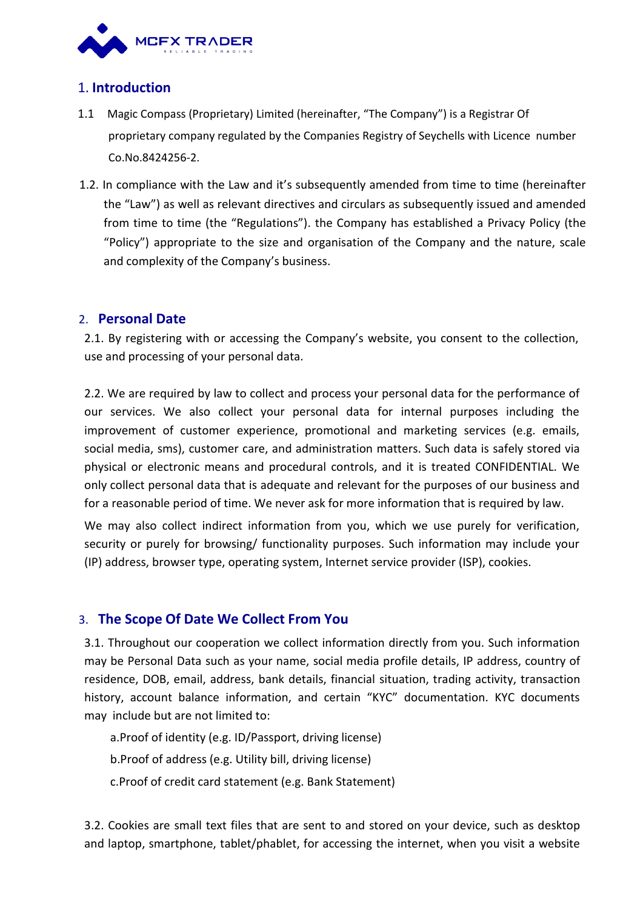## 1. Introduction

1.1 Magic Compass (Proprietary) Limited (hereinafter, "The Company") is a Registrar Of proprietary company regulated by the Companies Registry of Seychelles with Licence number Co.No.8424256-2.

1.2. In compliance with the Law and it's subsequently amended from time to time (hereinafter the "Law") as well as relevant directives and circulars as subsequently issued and amended from time to time (the "Regulations"). the Company has established a Privacy Policy (the "Policy") appropriate to the size and organisation of the Company and the nature, scale and complexity of the Company's business.

## 2. Personal Date

2.1. By registering with or accessing the Company's website, you consent to the collection, use and processing of your personal data.

2.2. We are required by law to collect and process your personal data for the performance of our services. We also collect your personal data for internal purposes including the improvement of customer experience, promotional and marketing services (e.g. emails, social media, sms), customer care, and administration matters. Such data is safely stored via physical or electronic means and procedural controls, and it is treated CONFIDENTIAL. We only collect personal data that is adequate and relevant for the purposes of our business and for a reasonable period of time. We never ask for more information that is required by law.

We may also collect indirect information from you, which we use purely for verification, security or purely for browsing/ functionality purposes. Such information may include your (IP) address, browser type, operating system, Internet service provider (ISP), cookies.

## 3. The Scope Of Date We Collect From You

3.1. Throughout our cooperation we collect information directly from you. Such information may be Personal Data such as your name, social media profile details, IP address, country of residence, DOB, email, address, bank details, financial situation, trading activity, transaction history, account balance information, and certain "KYC" documentation. KYC documents may include but are not limited to:

a.Proof of identity (e.g. ID/Passport, driving license)

b.Proof of address (e.g. Utility bill, driving license)

c.Proof of credit card statement (e.g. Bank Statement)

3.2. Cookies are small text files that are sent to and stored on your device, such as desktop and laptop, smartphone, tablet/phablet, for accessing the internet, when you visit a website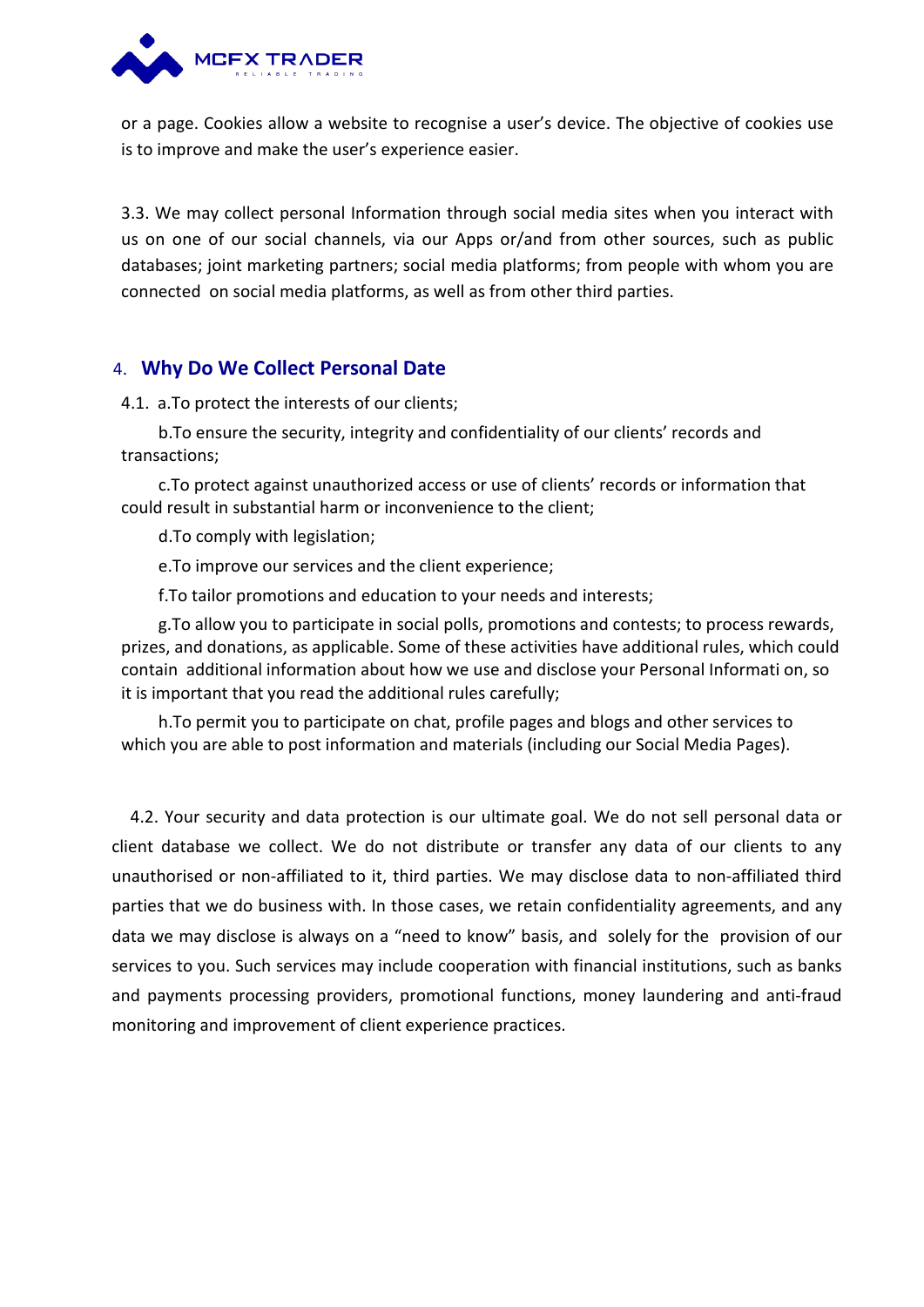or a page. Cookies allow a website to recognise a user's device. The objective of cookies use is to improve and make the user's experience easier.

3.3. We may collect personal Information through social media sites when you interact with us on one of our social channels, via our Apps or/and from other sources, such as public databases; joint marketing partners; social media platforms; from people with whom you are connected on social media platforms, as well as from other third parties.

## 4. Why Do We Collect Personal Date

4.1. a.To protect the interests of our clients;

b.To ensure the security, integrity and confidentiality of our clients' records and transactions;

c.To protect against unauthorized access or use of clients' records or information that could result in substantial harm or inconvenience to the client;

d.To comply with legislation;

e.To improve our services and the client experience;

f.To tailor promotions and education to your needs and interests;

g.To allow you to participate in social polls, promotions and contests; to process rewards, prizes, and donations, as applicable. Some of these activities have additional rules, which could contain additional information about how we use and disclose your Personal Informati on, so it is important that you read the additional rules carefully;

h.To permit you to participate on chat, profile pages and blogs and other services to which you are able to post information and materials (including our Social Media Pages).

4.2. Your security and data protection is our ultimate goal. We do not sell personal data or client database we collect. We do not distribute or transfer any data of our clients to any unauthorised or non-affiliated to it, third parties. We may disclose data to non-affiliated third parties that we do business with. In those cases, we retain confidentiality agreements, and any data we may disclose is always on a "need to know" basis, and solely for the provision of our services to you. Such services may include cooperation with financial institutions, such as banks and payments processing providers, promotional functions, money laundering and anti-fraud monitoring and improvement of client experience practices.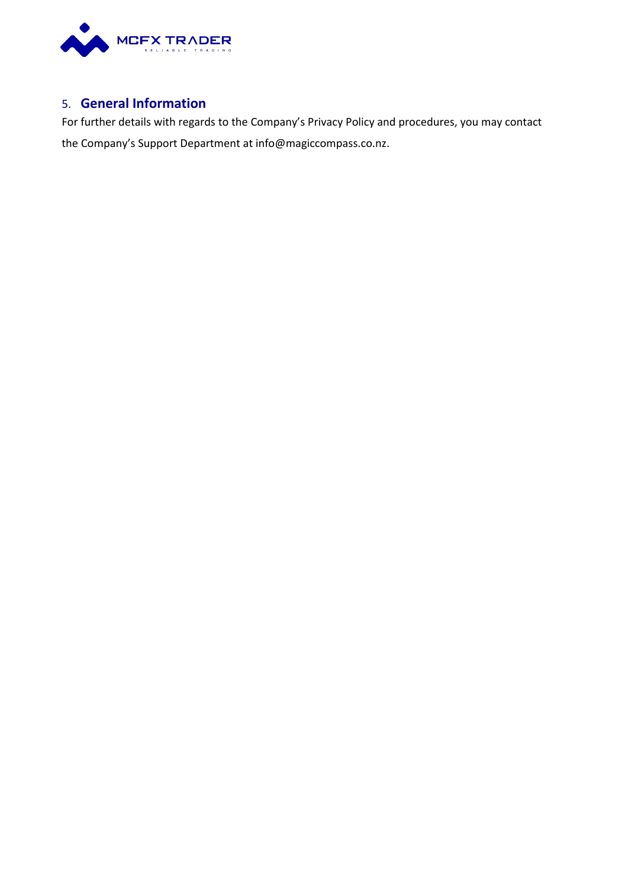## 5. General Information

For further details with regards to the Company's Privacy Policy and procedures, you may contact the Company's Support Department at info@magiccompass.co.nz.